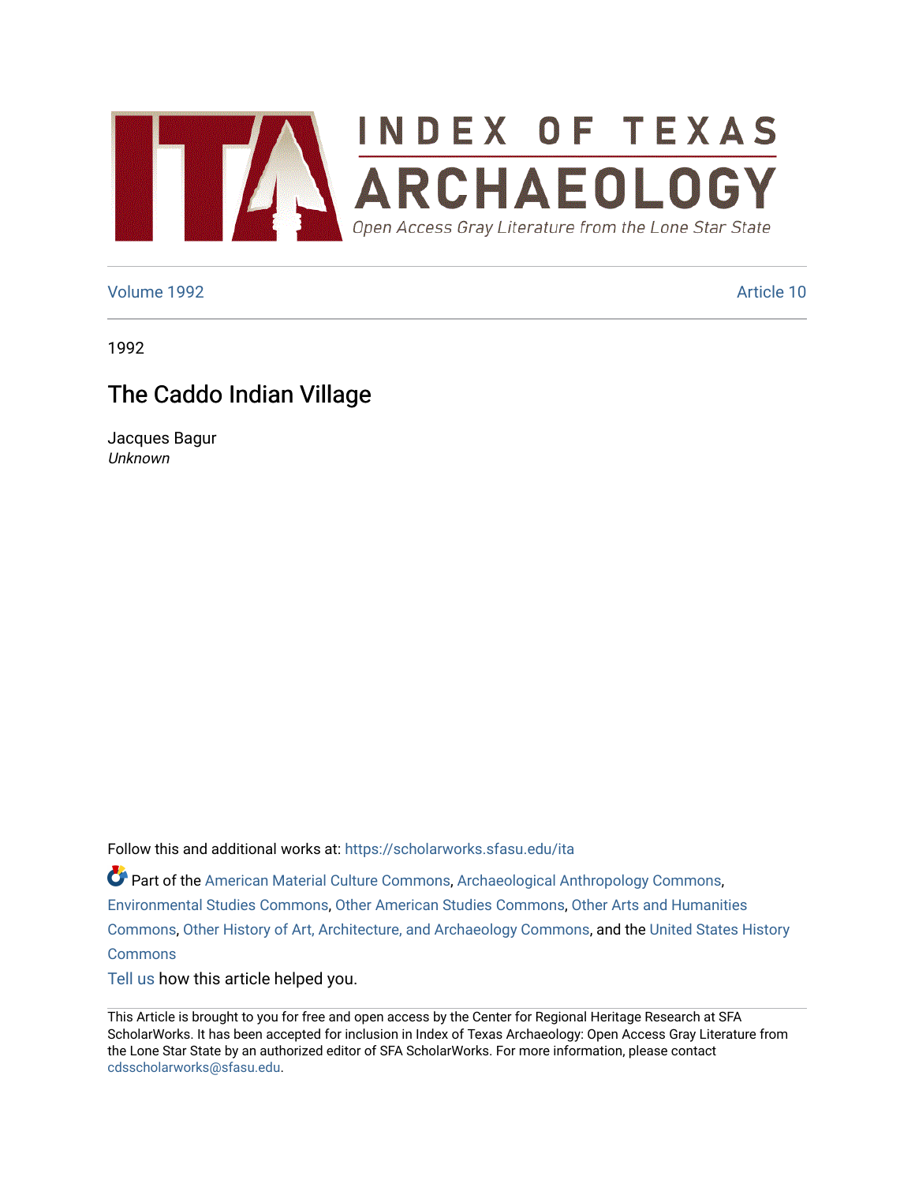# INDEX OF TEXAS ARCHAEOLOGY

*Open Access Gray Literature from the Lone Star State*

Volume 1992 Article 10

1992

## The Caddo Indian Village

Jacques Bagur
*Unknown*

Follow this and additional works at: https://scholarworks.sfasu.edu/ita

Part of the American Material Culture Commons, Archaeological Anthropology Commons, Environmental Studies Commons, Other American Studies Commons, Other Arts and Humanities Commons, Other History of Art, Architecture, and Archaeology Commons, and the United States History Commons

Tell us how this article helped you.

This Article is brought to you for free and open access by the Center for Regional Heritage Research at SFA ScholarWorks. It has been accepted for inclusion in Index of Texas Archaeology: Open Access Gray Literature from the Lone Star State by an authorized editor of SFA ScholarWorks. For more information, please contact cdsscholarworks@sfasu.edu.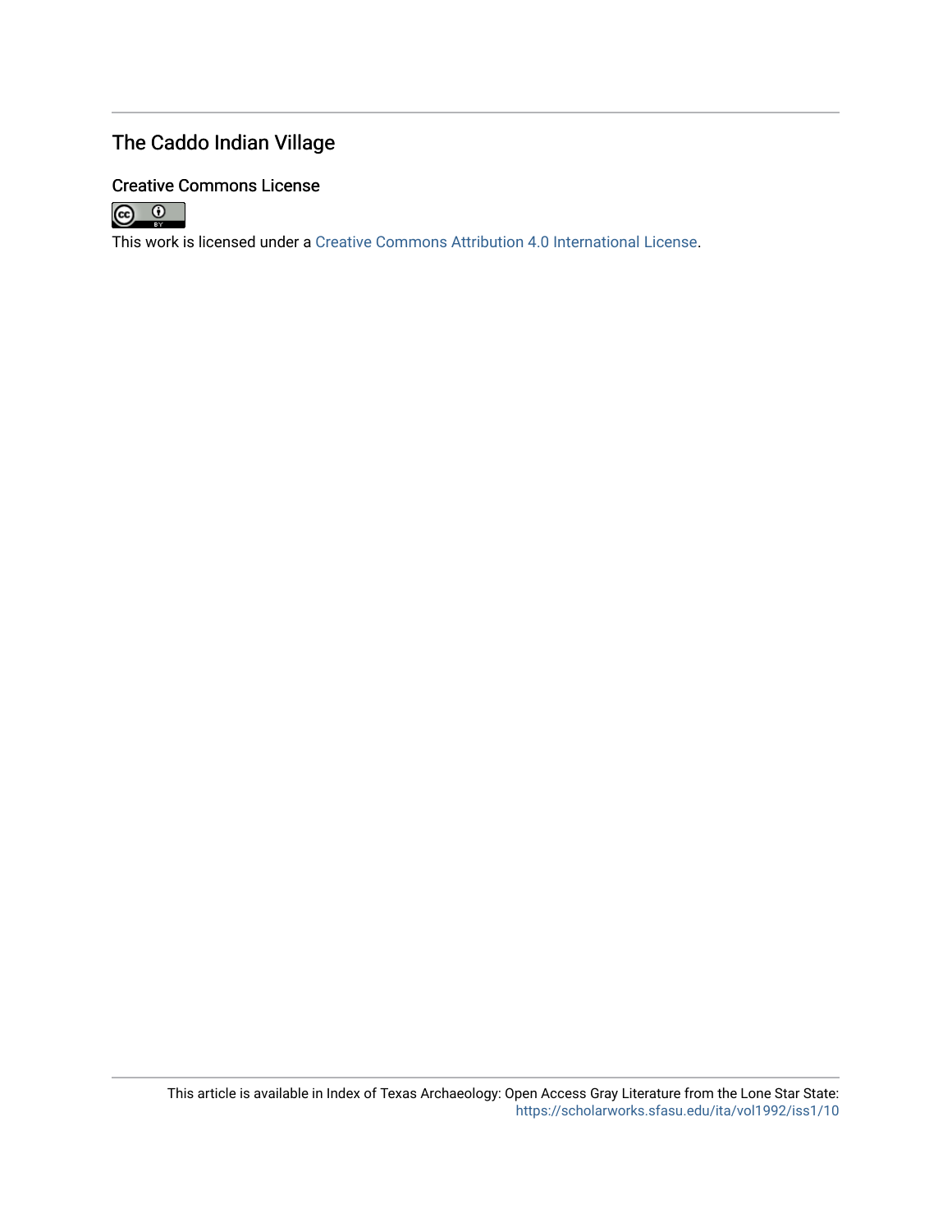## The Caddo Indian Village

### Creative Commons License

This work is licensed under a Creative Commons Attribution 4.0 International License.

This article is available in Index of Texas Archaeology: Open Access Gray Literature from the Lone Star State: https://scholarworks.sfasu.edu/ita/vol1992/iss1/10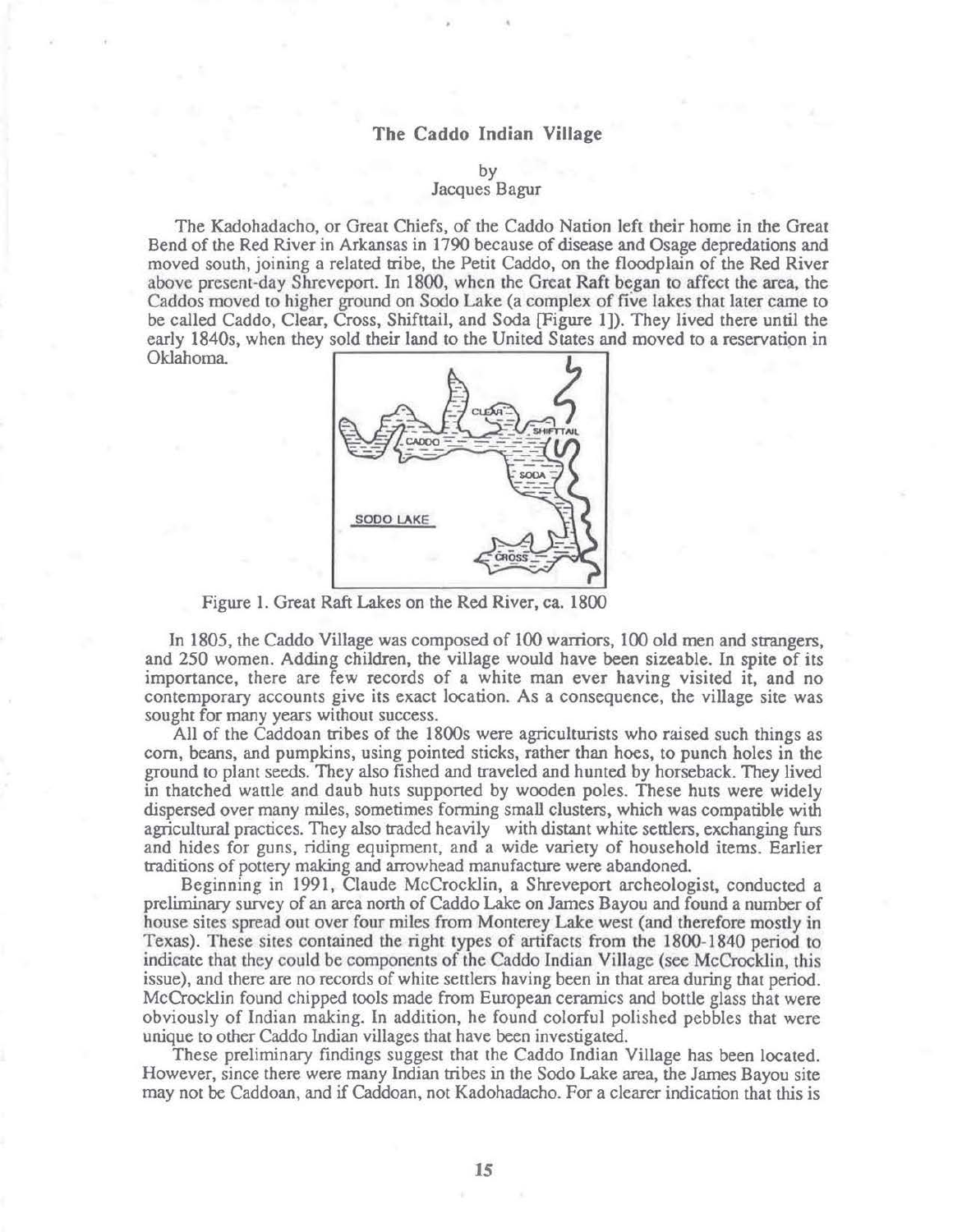## The Caddo Indian Village

by
Jacques Bagur

The Kadohadacho, or Great Chiefs, of the Caddo Nation left their home in the Great Bend of the Red River in Arkansas in 1790 because of disease and Osage depredations and moved south, joining a related tribe, the Petit Caddo, on the floodplain of the Red River above present-day Shreveport. In 1800, when the Great Raft began to affect the area, the Caddos moved to higher ground on Sodo Lake (a complex of five lakes that later came to be called Caddo, Clear, Cross, Shifttail, and Soda [Figure 1]). They lived there until the early 1840s, when they sold their land to the United States and moved to a reservation in Oklahoma.

Figure 1. Great Raft Lakes on the Red River, ca. 1800

In 1805, the Caddo Village was composed of 100 warriors, 100 old men and strangers, and 250 women. Adding children, the village would have been sizeable. In spite of its importance, there are few records of a white man ever having visited it, and no contemporary accounts give its exact location. As a consequence, the village site was sought for many years without success.

All of the Caddoan tribes of the 1800s were agriculturists who raised such things as corn, beans, and pumpkins, using pointed sticks, rather than hoes, to punch holes in the ground to plant seeds. They also fished and traveled and hunted by horseback. They lived in thatched wattle and daub huts supported by wooden poles. These huts were widely dispersed over many miles, sometimes forming small clusters, which was compatible with agricultural practices. They also traded heavily with distant white settlers, exchanging furs and hides for guns, riding equipment, and a wide variety of household items. Earlier traditions of pottery making and arrowhead manufacture were abandoned.

Beginning in 1991, Claude McCrocklin, a Shreveport archeologist, conducted a preliminary survey of an area north of Caddo Lake on James Bayou and found a number of house sites spread out over four miles from Monterey Lake west (and therefore mostly in Texas). These sites contained the right types of artifacts from the 1800-1840 period to indicate that they could be components of the Caddo Indian Village (see McCrocklin, this issue), and there are no records of white settlers having been in that area during that period. McCrocklin found chipped tools made from European ceramics and bottle glass that were obviously of Indian making. In addition, he found colorful polished pebbles that were unique to other Caddo Indian villages that have been investigated.

These preliminary findings suggest that the Caddo Indian Village has been located. However, since there were many Indian tribes in the Sodo Lake area, the James Bayou site may not be Caddoan, and if Caddoan, not Kadohadacho. For a clearer indication that this is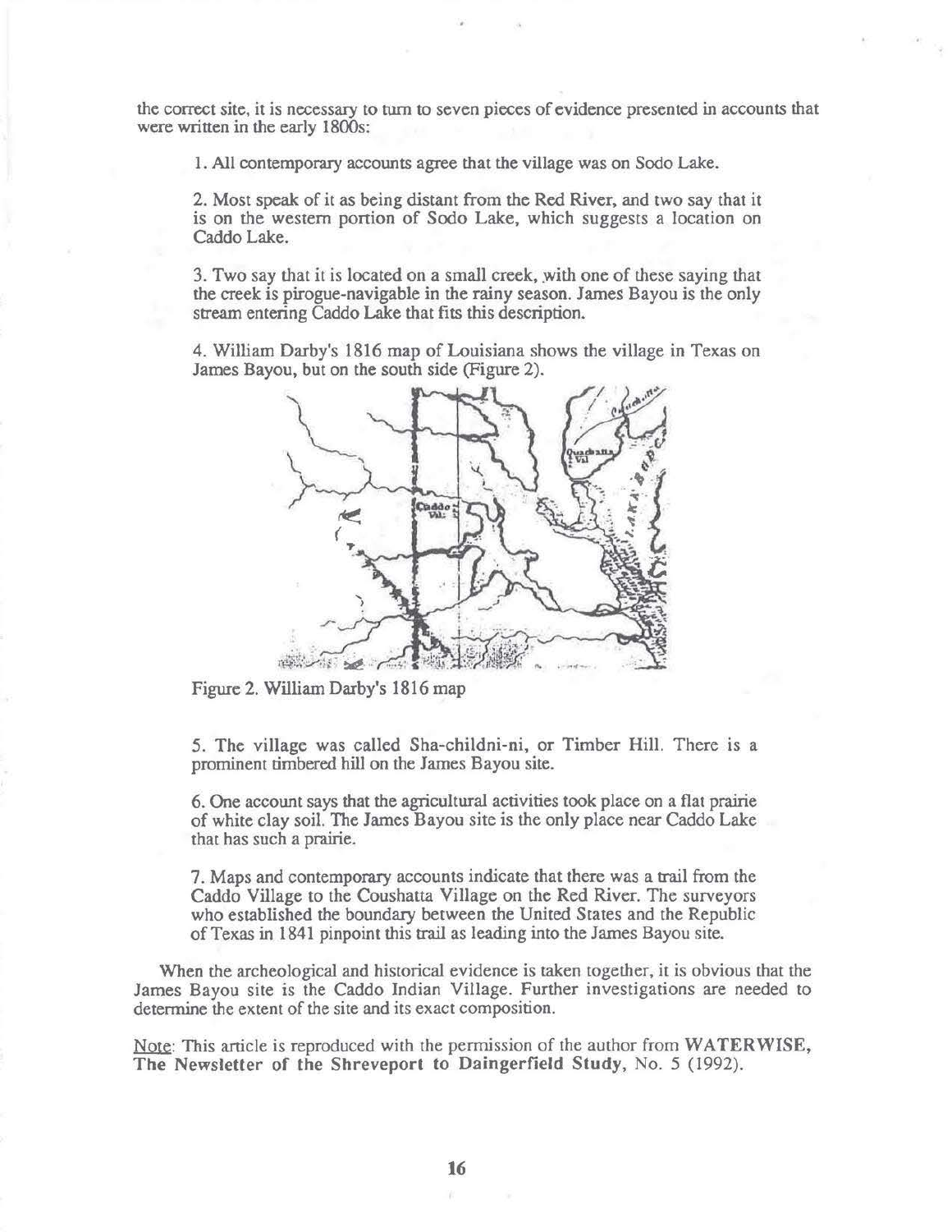the correct site, it is necessary to turn to seven pieces of evidence presented in accounts that were written in the early 1800s:

1. All contemporary accounts agree that the village was on Sodo Lake.

2. Most speak of it as being distant from the Red River, and two say that it is on the western portion of Sodo Lake, which suggests a location on Caddo Lake.

3. Two say that it is located on a small creek, with one of these saying that the creek is pirogue-navigable in the rainy season. James Bayou is the only stream entering Caddo Lake that fits this description.

4. William Darby's 1816 map of Louisiana shows the village in Texas on James Bayou, but on the south side (Figure 2).

Figure 2. William Darby's 1816 map

5. The village was called Sha-childni-ni, or Timber Hill. There is a prominent timbered hill on the James Bayou site.

6. One account says that the agricultural activities took place on a flat prairie of white clay soil. The James Bayou site is the only place near Caddo Lake that has such a prairie.

7. Maps and contemporary accounts indicate that there was a trail from the Caddo Village to the Coushatta Village on the Red River. The surveyors who established the boundary between the United States and the Republic of Texas in 1841 pinpoint this trail as leading into the James Bayou site.

When the archeological and historical evidence is taken together, it is obvious that the James Bayou site is the Caddo Indian Village. Further investigations are needed to determine the extent of the site and its exact composition.

Note: This article is reproduced with the permission of the author from **WATERWISE, The Newsletter of the Shreveport to Daingerfield Study**, No. 5 (1992).